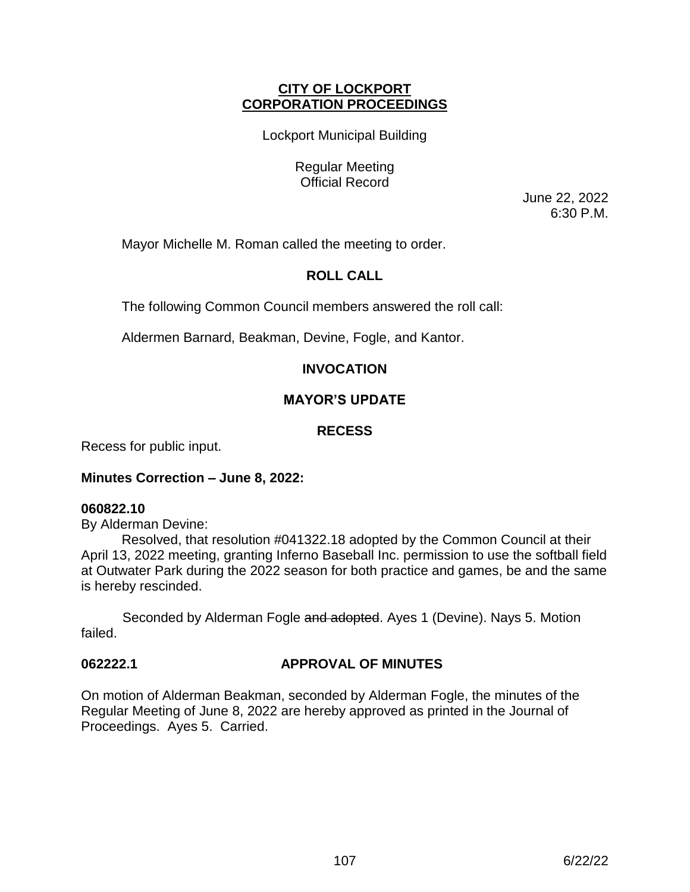**CITY OF LOCKPORT**
**CORPORATION PROCEEDINGS**

Lockport Municipal Building

Regular Meeting
Official Record

June 22, 2022
6:30 P.M.

Mayor Michelle M. Roman called the meeting to order.

## ROLL CALL

The following Common Council members answered the roll call:

Aldermen Barnard, Beakman, Devine, Fogle, and Kantor.

## INVOCATION

## MAYOR'S UPDATE

## RECESS

Recess for public input.

**Minutes Correction – June 8, 2022:**

**060822.10**
By Alderman Devine:

Resolved, that resolution #041322.18 adopted by the Common Council at their April 13, 2022 meeting, granting Inferno Baseball Inc. permission to use the softball field at Outwater Park during the 2022 season for both practice and games, be and the same is hereby rescinded.

Seconded by Alderman Fogle ~~and adopted~~. Ayes 1 (Devine). Nays 5. Motion failed.

**062222.1 APPROVAL OF MINUTES**

On motion of Alderman Beakman, seconded by Alderman Fogle, the minutes of the Regular Meeting of June 8, 2022 are hereby approved as printed in the Journal of Proceedings. Ayes 5. Carried.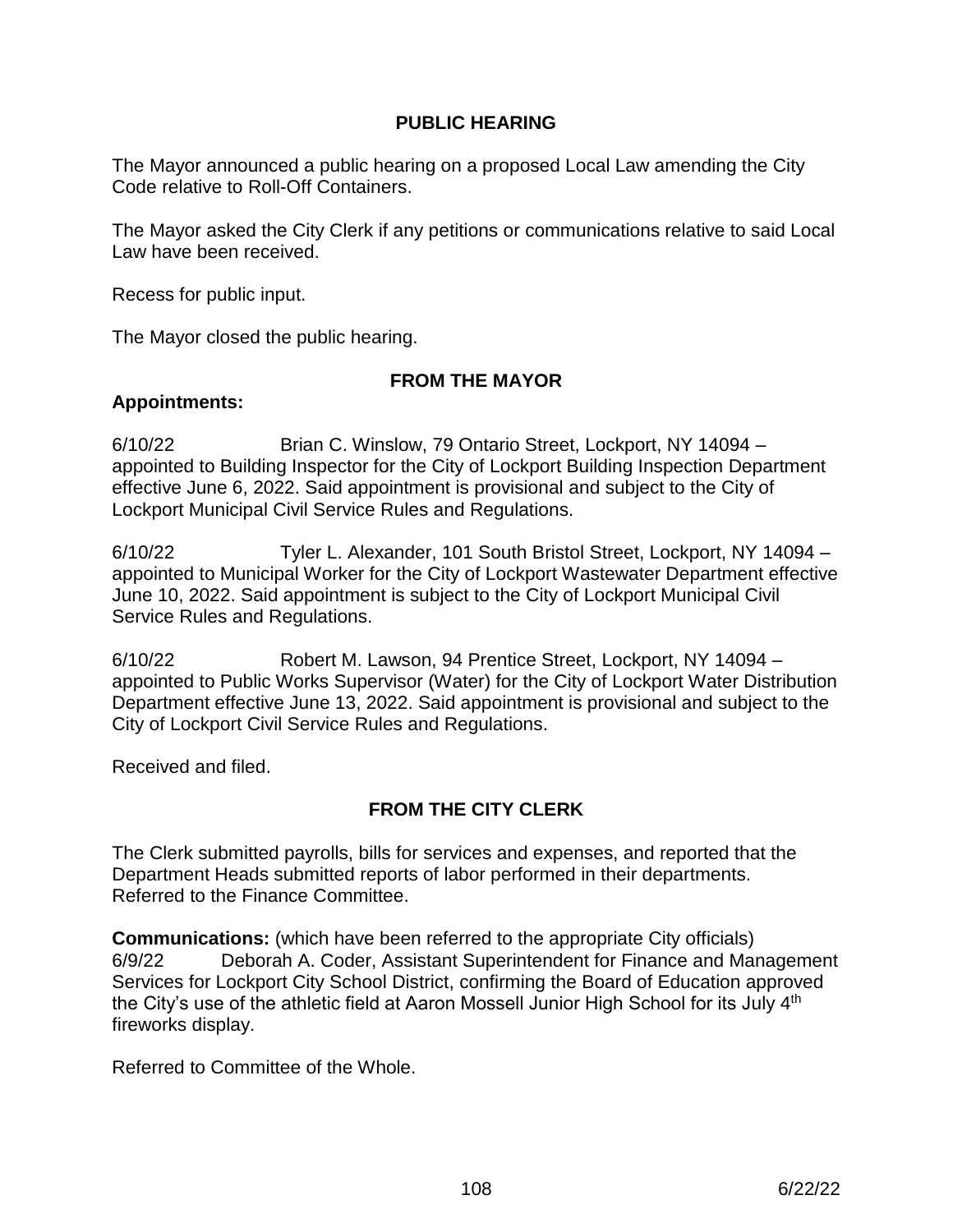## PUBLIC HEARING

The Mayor announced a public hearing on a proposed Local Law amending the City Code relative to Roll-Off Containers.

The Mayor asked the City Clerk if any petitions or communications relative to said Local Law have been received.

Recess for public input.

The Mayor closed the public hearing.

## FROM THE MAYOR

**Appointments:**

6/10/22 Brian C. Winslow, 79 Ontario Street, Lockport, NY 14094 – appointed to Building Inspector for the City of Lockport Building Inspection Department effective June 6, 2022. Said appointment is provisional and subject to the City of Lockport Municipal Civil Service Rules and Regulations.

6/10/22 Tyler L. Alexander, 101 South Bristol Street, Lockport, NY 14094 – appointed to Municipal Worker for the City of Lockport Wastewater Department effective June 10, 2022. Said appointment is subject to the City of Lockport Municipal Civil Service Rules and Regulations.

6/10/22 Robert M. Lawson, 94 Prentice Street, Lockport, NY 14094 – appointed to Public Works Supervisor (Water) for the City of Lockport Water Distribution Department effective June 13, 2022. Said appointment is provisional and subject to the City of Lockport Civil Service Rules and Regulations.

Received and filed.

## FROM THE CITY CLERK

The Clerk submitted payrolls, bills for services and expenses, and reported that the Department Heads submitted reports of labor performed in their departments. Referred to the Finance Committee.

**Communications:** (which have been referred to the appropriate City officials)
6/9/22 Deborah A. Coder, Assistant Superintendent for Finance and Management Services for Lockport City School District, confirming the Board of Education approved the City's use of the athletic field at Aaron Mossell Junior High School for its July 4th fireworks display.

Referred to Committee of the Whole.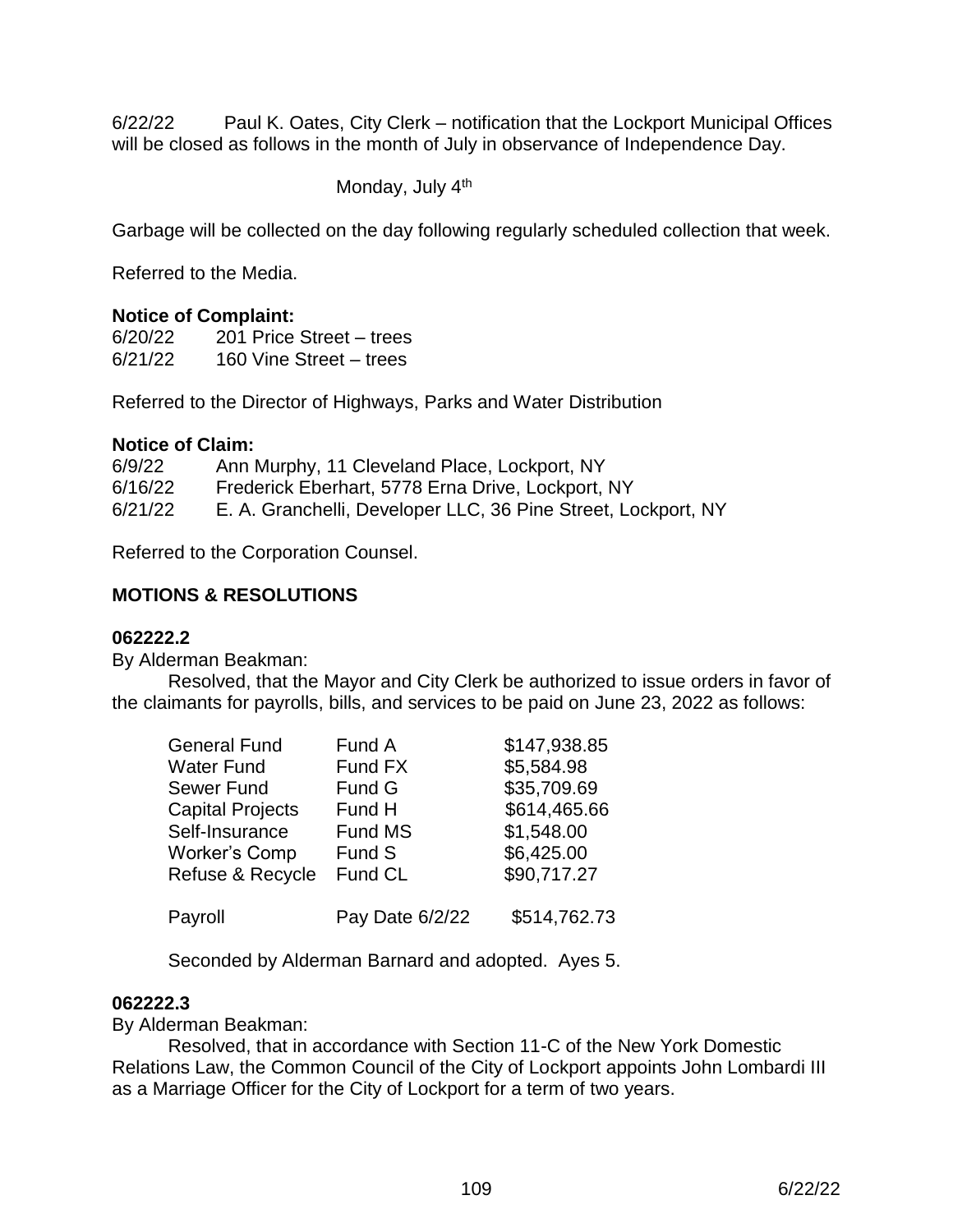6/22/22 Paul K. Oates, City Clerk – notification that the Lockport Municipal Offices will be closed as follows in the month of July in observance of Independence Day.

Monday, July 4th

Garbage will be collected on the day following regularly scheduled collection that week.

Referred to the Media.

**Notice of Complaint:**

6/20/22 201 Price Street – trees
6/21/22 160 Vine Street – trees

Referred to the Director of Highways, Parks and Water Distribution

**Notice of Claim:**

6/9/22 Ann Murphy, 11 Cleveland Place, Lockport, NY
6/16/22 Frederick Eberhart, 5778 Erna Drive, Lockport, NY
6/21/22 E. A. Granchelli, Developer LLC, 36 Pine Street, Lockport, NY

Referred to the Corporation Counsel.

## MOTIONS & RESOLUTIONS

**062222.2**

By Alderman Beakman:

Resolved, that the Mayor and City Clerk be authorized to issue orders in favor of the claimants for payrolls, bills, and services to be paid on June 23, 2022 as follows:

| | | |
|---|---|---|
| General Fund | Fund A | $147,938.85 |
| Water Fund | Fund FX | $5,584.98 |
| Sewer Fund | Fund G | $35,709.69 |
| Capital Projects | Fund H | $614,465.66 |
| Self-Insurance | Fund MS | $1,548.00 |
| Worker's Comp | Fund S | $6,425.00 |
| Refuse & Recycle | Fund CL | $90,717.27 |
| Payroll | Pay Date 6/2/22 | $514,762.73 |

Seconded by Alderman Barnard and adopted. Ayes 5.

**062222.3**

By Alderman Beakman:

Resolved, that in accordance with Section 11-C of the New York Domestic Relations Law, the Common Council of the City of Lockport appoints John Lombardi III as a Marriage Officer for the City of Lockport for a term of two years.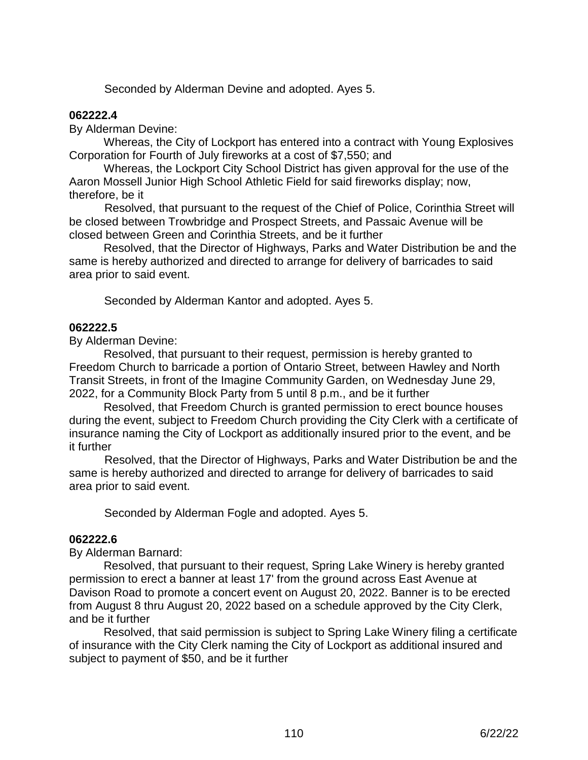Seconded by Alderman Devine and adopted. Ayes 5.

**062222.4**

By Alderman Devine:

Whereas, the City of Lockport has entered into a contract with Young Explosives Corporation for Fourth of July fireworks at a cost of $7,550; and

Whereas, the Lockport City School District has given approval for the use of the Aaron Mossell Junior High School Athletic Field for said fireworks display; now, therefore, be it

Resolved, that pursuant to the request of the Chief of Police, Corinthia Street will be closed between Trowbridge and Prospect Streets, and Passaic Avenue will be closed between Green and Corinthia Streets, and be it further

Resolved, that the Director of Highways, Parks and Water Distribution be and the same is hereby authorized and directed to arrange for delivery of barricades to said area prior to said event.

Seconded by Alderman Kantor and adopted. Ayes 5.

**062222.5**

By Alderman Devine:

Resolved, that pursuant to their request, permission is hereby granted to Freedom Church to barricade a portion of Ontario Street, between Hawley and North Transit Streets, in front of the Imagine Community Garden, on Wednesday June 29, 2022, for a Community Block Party from 5 until 8 p.m., and be it further

Resolved, that Freedom Church is granted permission to erect bounce houses during the event, subject to Freedom Church providing the City Clerk with a certificate of insurance naming the City of Lockport as additionally insured prior to the event, and be it further

Resolved, that the Director of Highways, Parks and Water Distribution be and the same is hereby authorized and directed to arrange for delivery of barricades to said area prior to said event.

Seconded by Alderman Fogle and adopted. Ayes 5.

**062222.6**

By Alderman Barnard:

Resolved, that pursuant to their request, Spring Lake Winery is hereby granted permission to erect a banner at least 17' from the ground across East Avenue at Davison Road to promote a concert event on August 20, 2022. Banner is to be erected from August 8 thru August 20, 2022 based on a schedule approved by the City Clerk, and be it further

Resolved, that said permission is subject to Spring Lake Winery filing a certificate of insurance with the City Clerk naming the City of Lockport as additional insured and subject to payment of $50, and be it further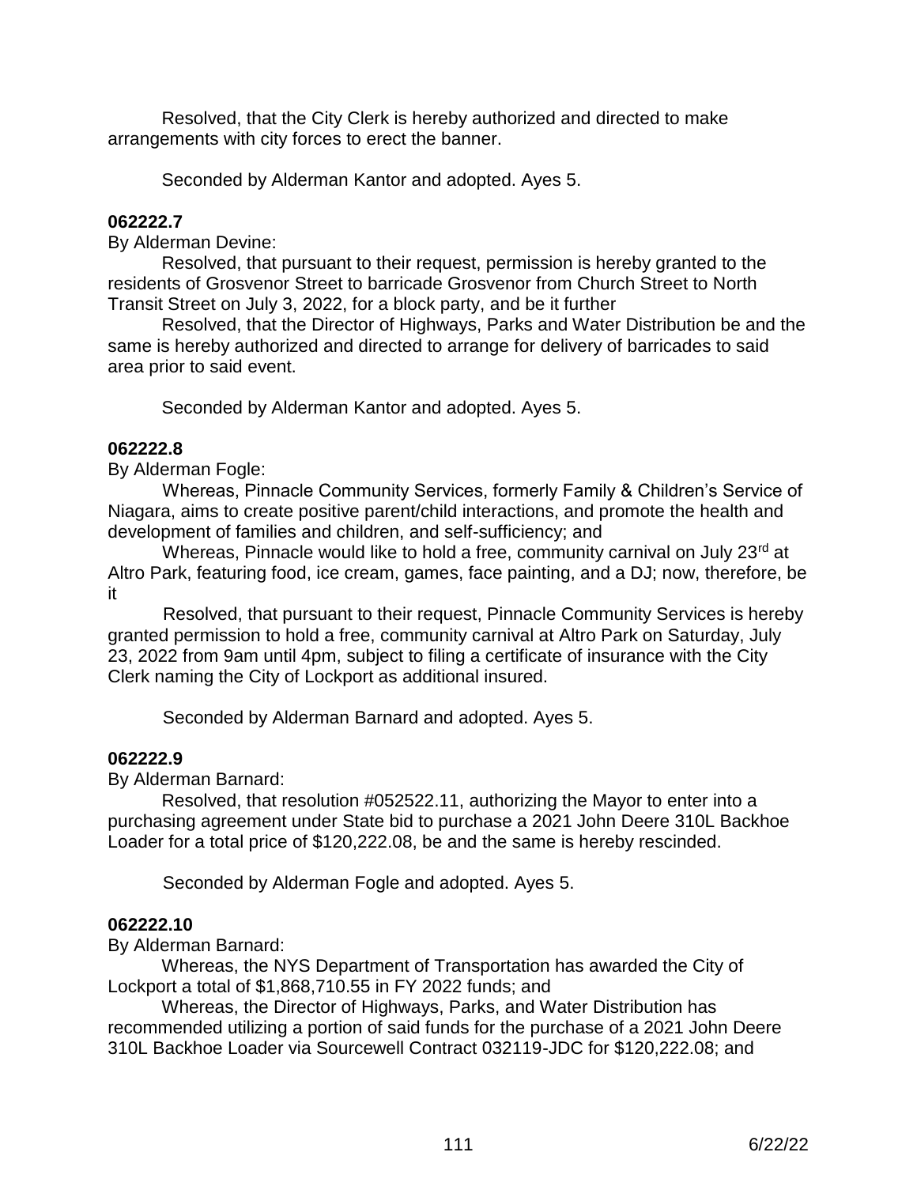Resolved, that the City Clerk is hereby authorized and directed to make arrangements with city forces to erect the banner.

Seconded by Alderman Kantor and adopted. Ayes 5.

**062222.7**

By Alderman Devine:

Resolved, that pursuant to their request, permission is hereby granted to the residents of Grosvenor Street to barricade Grosvenor from Church Street to North Transit Street on July 3, 2022, for a block party, and be it further

Resolved, that the Director of Highways, Parks and Water Distribution be and the same is hereby authorized and directed to arrange for delivery of barricades to said area prior to said event.

Seconded by Alderman Kantor and adopted. Ayes 5.

**062222.8**

By Alderman Fogle:

Whereas, Pinnacle Community Services, formerly Family & Children's Service of Niagara, aims to create positive parent/child interactions, and promote the health and development of families and children, and self-sufficiency; and

Whereas, Pinnacle would like to hold a free, community carnival on July 23rd at Altro Park, featuring food, ice cream, games, face painting, and a DJ; now, therefore, be it

Resolved, that pursuant to their request, Pinnacle Community Services is hereby granted permission to hold a free, community carnival at Altro Park on Saturday, July 23, 2022 from 9am until 4pm, subject to filing a certificate of insurance with the City Clerk naming the City of Lockport as additional insured.

Seconded by Alderman Barnard and adopted. Ayes 5.

**062222.9**

By Alderman Barnard:

Resolved, that resolution #052522.11, authorizing the Mayor to enter into a purchasing agreement under State bid to purchase a 2021 John Deere 310L Backhoe Loader for a total price of $120,222.08, be and the same is hereby rescinded.

Seconded by Alderman Fogle and adopted. Ayes 5.

**062222.10**

By Alderman Barnard:

Whereas, the NYS Department of Transportation has awarded the City of Lockport a total of $1,868,710.55 in FY 2022 funds; and

Whereas, the Director of Highways, Parks, and Water Distribution has recommended utilizing a portion of said funds for the purchase of a 2021 John Deere 310L Backhoe Loader via Sourcewell Contract 032119-JDC for $120,222.08; and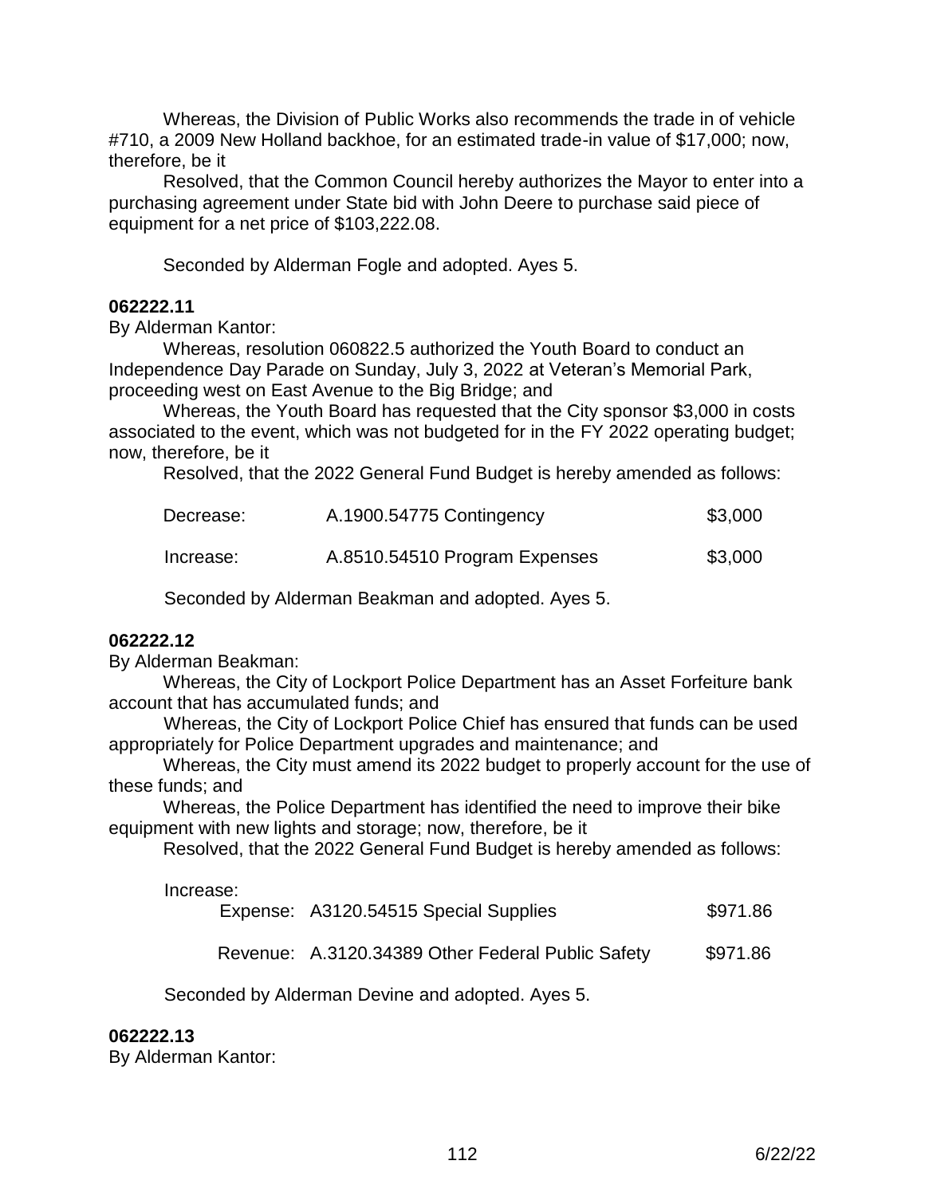Whereas, the Division of Public Works also recommends the trade in of vehicle #710, a 2009 New Holland backhoe, for an estimated trade-in value of $17,000; now, therefore, be it

Resolved, that the Common Council hereby authorizes the Mayor to enter into a purchasing agreement under State bid with John Deere to purchase said piece of equipment for a net price of $103,222.08.

Seconded by Alderman Fogle and adopted. Ayes 5.

**062222.11**

By Alderman Kantor:

Whereas, resolution 060822.5 authorized the Youth Board to conduct an Independence Day Parade on Sunday, July 3, 2022 at Veteran's Memorial Park, proceeding west on East Avenue to the Big Bridge; and

Whereas, the Youth Board has requested that the City sponsor $3,000 in costs associated to the event, which was not budgeted for in the FY 2022 operating budget; now, therefore, be it

Resolved, that the 2022 General Fund Budget is hereby amended as follows:

| | | |
|---|---|---|
| Decrease: | A.1900.54775 Contingency | $3,000 |
| Increase: | A.8510.54510 Program Expenses | $3,000 |

Seconded by Alderman Beakman and adopted. Ayes 5.

**062222.12**

By Alderman Beakman:

Whereas, the City of Lockport Police Department has an Asset Forfeiture bank account that has accumulated funds; and

Whereas, the City of Lockport Police Chief has ensured that funds can be used appropriately for Police Department upgrades and maintenance; and

Whereas, the City must amend its 2022 budget to properly account for the use of these funds; and

Whereas, the Police Department has identified the need to improve their bike equipment with new lights and storage; now, therefore, be it

Resolved, that the 2022 General Fund Budget is hereby amended as follows:

Increase:

| | | |
|---|---|---|
| Expense: | A3120.54515 Special Supplies | $971.86 |
| Revenue: | A.3120.34389 Other Federal Public Safety | $971.86 |

Seconded by Alderman Devine and adopted. Ayes 5.

**062222.13**

By Alderman Kantor: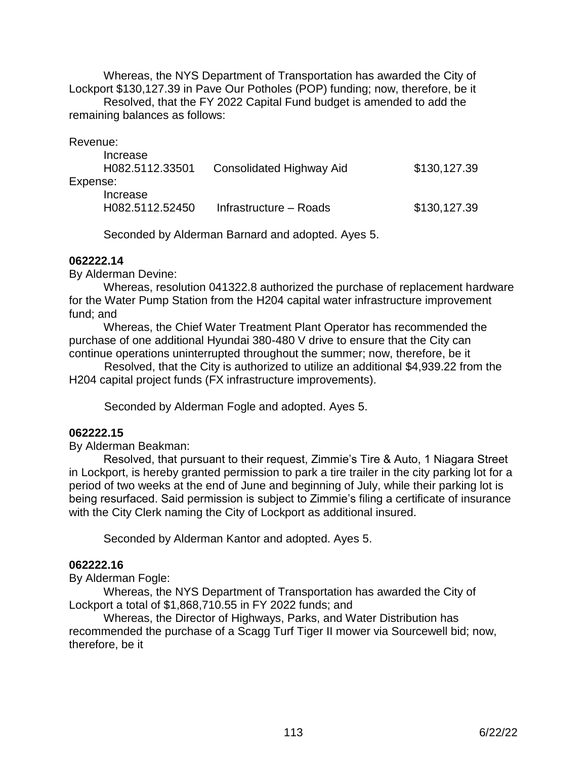Whereas, the NYS Department of Transportation has awarded the City of Lockport $130,127.39 in Pave Our Potholes (POP) funding; now, therefore, be it

Resolved, that the FY 2022 Capital Fund budget is amended to add the remaining balances as follows:

Revenue:

| | | |
|---|---|---|
| Increase | | |
| H082.5112.33501 | Consolidated Highway Aid | $130,127.39 |

Expense:

| | | |
|---|---|---|
| Increase | | |
| H082.5112.52450 | Infrastructure – Roads | $130,127.39 |

Seconded by Alderman Barnard and adopted. Ayes 5.

**062222.14**

By Alderman Devine:

Whereas, resolution 041322.8 authorized the purchase of replacement hardware for the Water Pump Station from the H204 capital water infrastructure improvement fund; and

Whereas, the Chief Water Treatment Plant Operator has recommended the purchase of one additional Hyundai 380-480 V drive to ensure that the City can continue operations uninterrupted throughout the summer; now, therefore, be it

Resolved, that the City is authorized to utilize an additional $4,939.22 from the H204 capital project funds (FX infrastructure improvements).

Seconded by Alderman Fogle and adopted. Ayes 5.

**062222.15**

By Alderman Beakman:

Resolved, that pursuant to their request, Zimmie's Tire & Auto, 1 Niagara Street in Lockport, is hereby granted permission to park a tire trailer in the city parking lot for a period of two weeks at the end of June and beginning of July, while their parking lot is being resurfaced. Said permission is subject to Zimmie's filing a certificate of insurance with the City Clerk naming the City of Lockport as additional insured.

Seconded by Alderman Kantor and adopted. Ayes 5.

**062222.16**

By Alderman Fogle:

Whereas, the NYS Department of Transportation has awarded the City of Lockport a total of $1,868,710.55 in FY 2022 funds; and

Whereas, the Director of Highways, Parks, and Water Distribution has recommended the purchase of a Scagg Turf Tiger II mower via Sourcewell bid; now, therefore, be it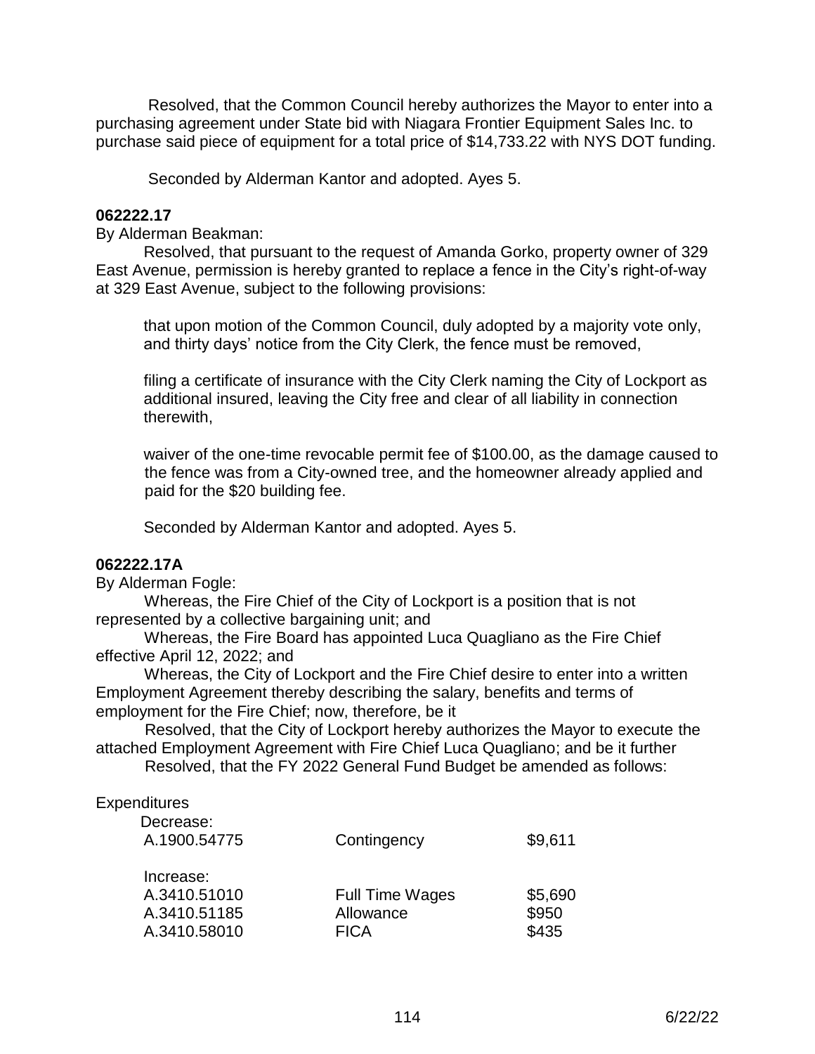Resolved, that the Common Council hereby authorizes the Mayor to enter into a purchasing agreement under State bid with Niagara Frontier Equipment Sales Inc. to purchase said piece of equipment for a total price of $14,733.22 with NYS DOT funding.

Seconded by Alderman Kantor and adopted. Ayes 5.

**062222.17**

By Alderman Beakman:

Resolved, that pursuant to the request of Amanda Gorko, property owner of 329 East Avenue, permission is hereby granted to replace a fence in the City's right-of-way at 329 East Avenue, subject to the following provisions:

that upon motion of the Common Council, duly adopted by a majority vote only, and thirty days' notice from the City Clerk, the fence must be removed,

filing a certificate of insurance with the City Clerk naming the City of Lockport as additional insured, leaving the City free and clear of all liability in connection therewith,

waiver of the one-time revocable permit fee of $100.00, as the damage caused to the fence was from a City-owned tree, and the homeowner already applied and paid for the $20 building fee.

Seconded by Alderman Kantor and adopted. Ayes 5.

**062222.17A**

By Alderman Fogle:

Whereas, the Fire Chief of the City of Lockport is a position that is not represented by a collective bargaining unit; and

Whereas, the Fire Board has appointed Luca Quagliano as the Fire Chief effective April 12, 2022; and

Whereas, the City of Lockport and the Fire Chief desire to enter into a written Employment Agreement thereby describing the salary, benefits and terms of employment for the Fire Chief; now, therefore, be it

Resolved, that the City of Lockport hereby authorizes the Mayor to execute the attached Employment Agreement with Fire Chief Luca Quagliano; and be it further

Resolved, that the FY 2022 General Fund Budget be amended as follows:

Expenditures

| | | |
|---|---|---|
| Decrease: | | |
| A.1900.54775 | Contingency | $9,611 |
| Increase: | | |
| A.3410.51010 | Full Time Wages | $5,690 |
| A.3410.51185 | Allowance | $950 |
| A.3410.58010 | FICA | $435 |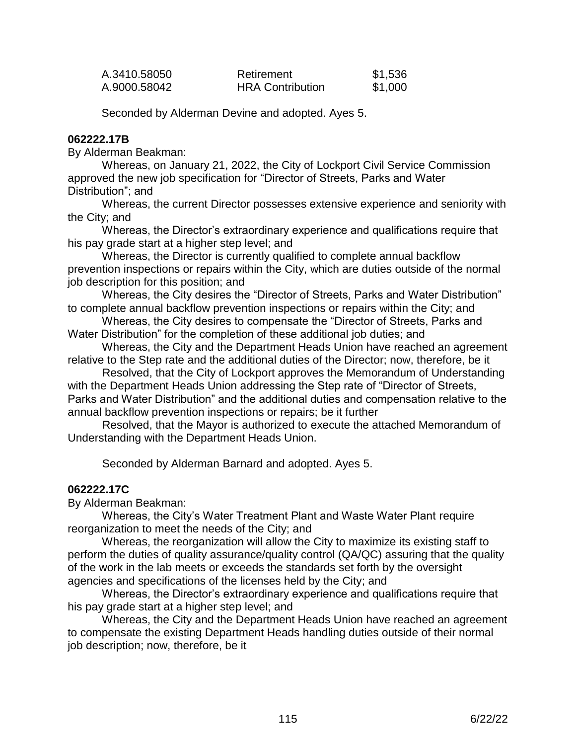| | | |
|---|---|---|
| A.3410.58050 | Retirement | \$1,536 |
| A.9000.58042 | HRA Contribution | \$1,000 |

Seconded by Alderman Devine and adopted. Ayes 5.

**062222.17B**

By Alderman Beakman:

Whereas, on January 21, 2022, the City of Lockport Civil Service Commission approved the new job specification for "Director of Streets, Parks and Water Distribution"; and

Whereas, the current Director possesses extensive experience and seniority with the City; and

Whereas, the Director's extraordinary experience and qualifications require that his pay grade start at a higher step level; and

Whereas, the Director is currently qualified to complete annual backflow prevention inspections or repairs within the City, which are duties outside of the normal job description for this position; and

Whereas, the City desires the "Director of Streets, Parks and Water Distribution" to complete annual backflow prevention inspections or repairs within the City; and

Whereas, the City desires to compensate the "Director of Streets, Parks and Water Distribution" for the completion of these additional job duties; and

Whereas, the City and the Department Heads Union have reached an agreement relative to the Step rate and the additional duties of the Director; now, therefore, be it

Resolved, that the City of Lockport approves the Memorandum of Understanding with the Department Heads Union addressing the Step rate of "Director of Streets, Parks and Water Distribution" and the additional duties and compensation relative to the annual backflow prevention inspections or repairs; be it further

Resolved, that the Mayor is authorized to execute the attached Memorandum of Understanding with the Department Heads Union.

Seconded by Alderman Barnard and adopted. Ayes 5.

**062222.17C**

By Alderman Beakman:

Whereas, the City's Water Treatment Plant and Waste Water Plant require reorganization to meet the needs of the City; and

Whereas, the reorganization will allow the City to maximize its existing staff to perform the duties of quality assurance/quality control (QA/QC) assuring that the quality of the work in the lab meets or exceeds the standards set forth by the oversight agencies and specifications of the licenses held by the City; and

Whereas, the Director's extraordinary experience and qualifications require that his pay grade start at a higher step level; and

Whereas, the City and the Department Heads Union have reached an agreement to compensate the existing Department Heads handling duties outside of their normal job description; now, therefore, be it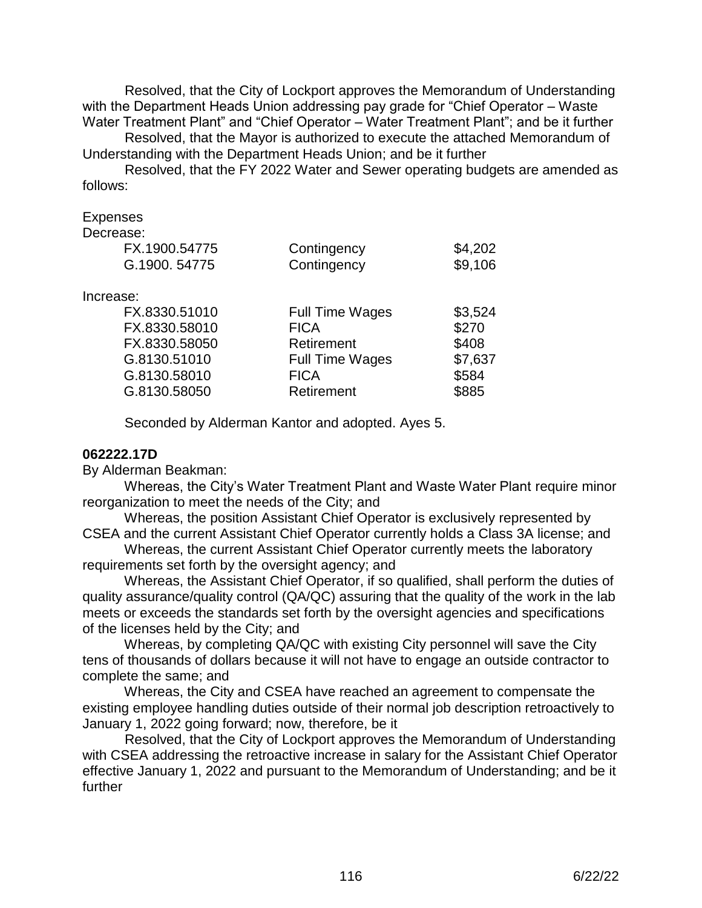Resolved, that the City of Lockport approves the Memorandum of Understanding with the Department Heads Union addressing pay grade for "Chief Operator – Waste Water Treatment Plant" and "Chief Operator – Water Treatment Plant"; and be it further

Resolved, that the Mayor is authorized to execute the attached Memorandum of Understanding with the Department Heads Union; and be it further

Resolved, that the FY 2022 Water and Sewer operating budgets are amended as follows:

Expenses

Decrease:

| | | |
|---|---|---|
| FX.1900.54775 | Contingency | $4,202 |
| G.1900. 54775 | Contingency | $9,106 |

Increase:

| | | |
|---|---|---|
| FX.8330.51010 | Full Time Wages | $3,524 |
| FX.8330.58010 | FICA | $270 |
| FX.8330.58050 | Retirement | $408 |
| G.8130.51010 | Full Time Wages | $7,637 |
| G.8130.58010 | FICA | $584 |
| G.8130.58050 | Retirement | $885 |

Seconded by Alderman Kantor and adopted. Ayes 5.

**062222.17D**

By Alderman Beakman:

Whereas, the City's Water Treatment Plant and Waste Water Plant require minor reorganization to meet the needs of the City; and

Whereas, the position Assistant Chief Operator is exclusively represented by CSEA and the current Assistant Chief Operator currently holds a Class 3A license; and

Whereas, the current Assistant Chief Operator currently meets the laboratory requirements set forth by the oversight agency; and

Whereas, the Assistant Chief Operator, if so qualified, shall perform the duties of quality assurance/quality control (QA/QC) assuring that the quality of the work in the lab meets or exceeds the standards set forth by the oversight agencies and specifications of the licenses held by the City; and

Whereas, by completing QA/QC with existing City personnel will save the City tens of thousands of dollars because it will not have to engage an outside contractor to complete the same; and

Whereas, the City and CSEA have reached an agreement to compensate the existing employee handling duties outside of their normal job description retroactively to January 1, 2022 going forward; now, therefore, be it

Resolved, that the City of Lockport approves the Memorandum of Understanding with CSEA addressing the retroactive increase in salary for the Assistant Chief Operator effective January 1, 2022 and pursuant to the Memorandum of Understanding; and be it further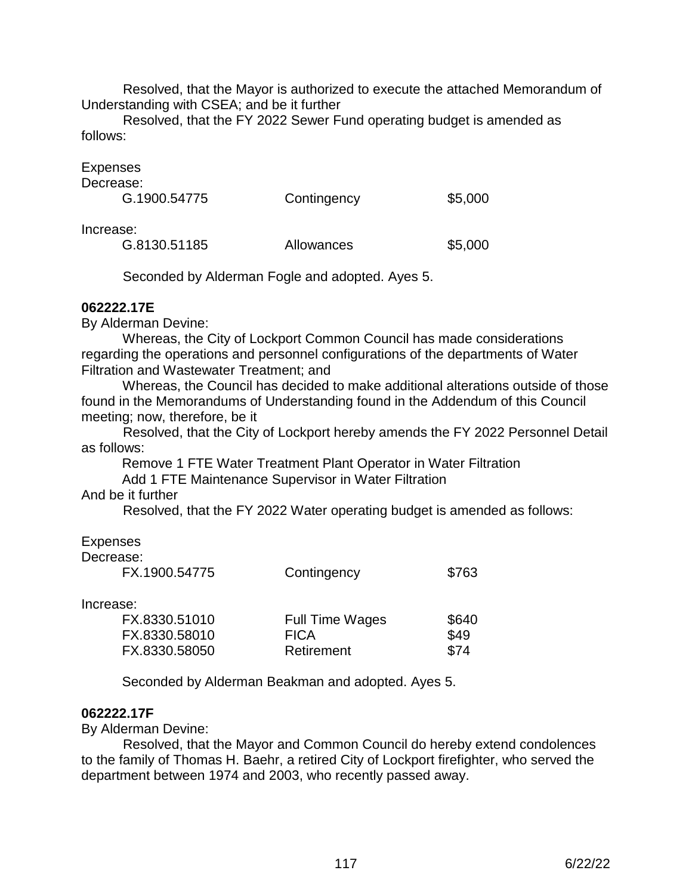Resolved, that the Mayor is authorized to execute the attached Memorandum of Understanding with CSEA; and be it further

Resolved, that the FY 2022 Sewer Fund operating budget is amended as follows:

Expenses

Decrease:

| | | |
|---|---|---|
| G.1900.54775 | Contingency | $5,000 |

Increase:

| | | |
|---|---|---|
| G.8130.51185 | Allowances | $5,000 |

Seconded by Alderman Fogle and adopted. Ayes 5.

**062222.17E**

By Alderman Devine:

Whereas, the City of Lockport Common Council has made considerations regarding the operations and personnel configurations of the departments of Water Filtration and Wastewater Treatment; and

Whereas, the Council has decided to make additional alterations outside of those found in the Memorandums of Understanding found in the Addendum of this Council meeting; now, therefore, be it

Resolved, that the City of Lockport hereby amends the FY 2022 Personnel Detail as follows:

Remove 1 FTE Water Treatment Plant Operator in Water Filtration
Add 1 FTE Maintenance Supervisor in Water Filtration

And be it further

Resolved, that the FY 2022 Water operating budget is amended as follows:

Expenses

Decrease:

| | | |
|---|---|---|
| FX.1900.54775 | Contingency | $763 |

Increase:

| | | |
|---|---|---|
| FX.8330.51010 | Full Time Wages | $640 |
| FX.8330.58010 | FICA | $49 |
| FX.8330.58050 | Retirement | $74 |

Seconded by Alderman Beakman and adopted. Ayes 5.

**062222.17F**

By Alderman Devine:

Resolved, that the Mayor and Common Council do hereby extend condolences to the family of Thomas H. Baehr, a retired City of Lockport firefighter, who served the department between 1974 and 2003, who recently passed away.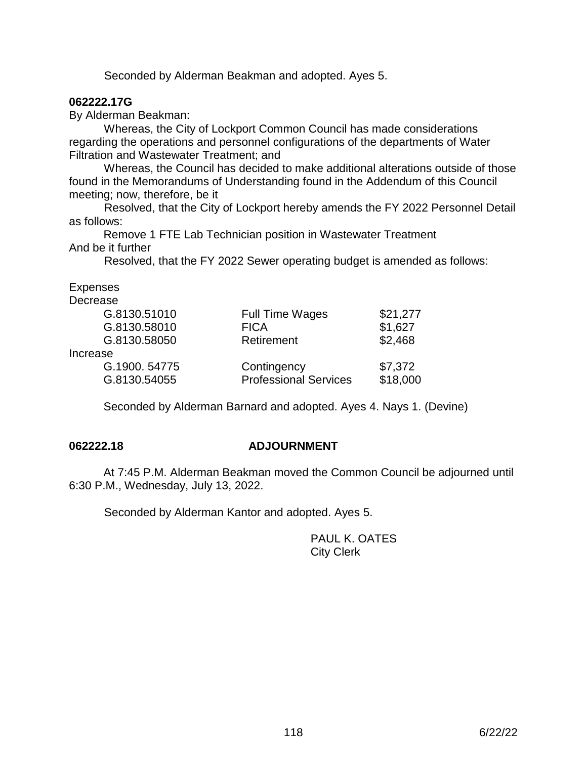Seconded by Alderman Beakman and adopted. Ayes 5.

**062222.17G**

By Alderman Beakman:

Whereas, the City of Lockport Common Council has made considerations regarding the operations and personnel configurations of the departments of Water Filtration and Wastewater Treatment; and

Whereas, the Council has decided to make additional alterations outside of those found in the Memorandums of Understanding found in the Addendum of this Council meeting; now, therefore, be it

Resolved, that the City of Lockport hereby amends the FY 2022 Personnel Detail as follows:

Remove 1 FTE Lab Technician position in Wastewater Treatment

And be it further

Resolved, that the FY 2022 Sewer operating budget is amended as follows:

| | | |
|---|---|---|
| Expenses | | |
| Decrease | | |
| G.8130.51010 | Full Time Wages | \$21,277 |
| G.8130.58010 | FICA | \$1,627 |
| G.8130.58050 | Retirement | \$2,468 |
| Increase | | |
| G.1900. 54775 | Contingency | \$7,372 |
| G.8130.54055 | Professional Services | \$18,000 |

Seconded by Alderman Barnard and adopted. Ayes 4. Nays 1. (Devine)

**062222.18 ADJOURNMENT**

At 7:45 P.M. Alderman Beakman moved the Common Council be adjourned until 6:30 P.M., Wednesday, July 13, 2022.

Seconded by Alderman Kantor and adopted. Ayes 5.

PAUL K. OATES
City Clerk